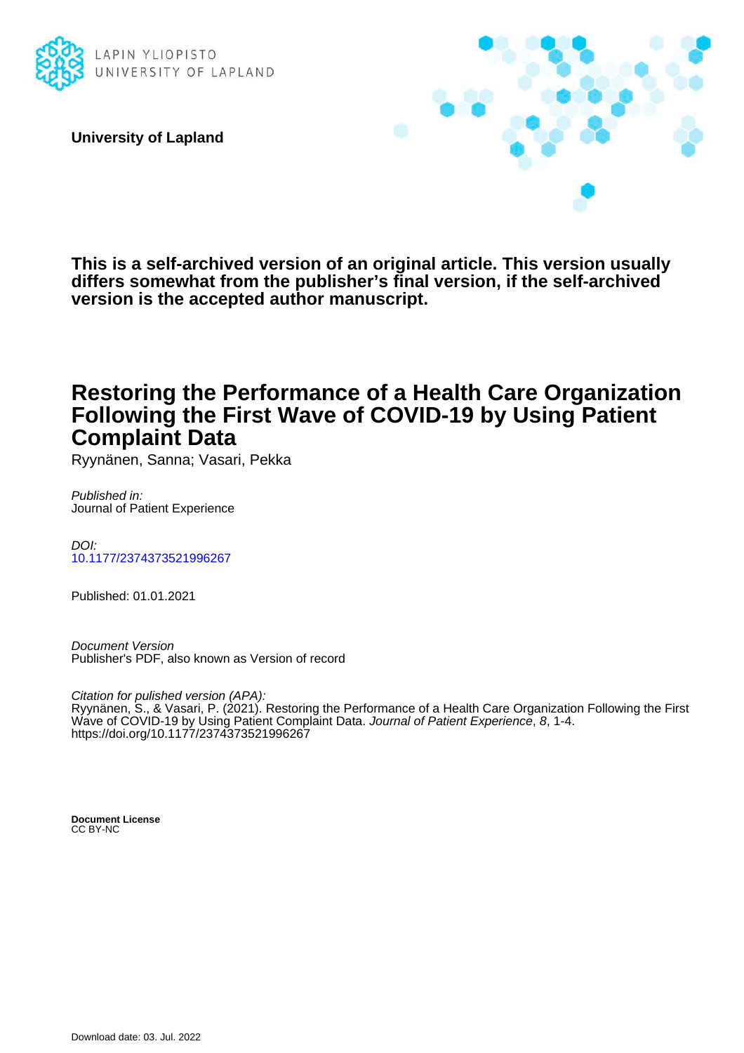LAPIN YLIOPISTO
UNIVERSITY OF LAPLAND

**University of Lapland**

**This is a self-archived version of an original article. This version usually differs somewhat from the publisher's final version, if the self-archived version is the accepted author manuscript.**

# Restoring the Performance of a Health Care Organization Following the First Wave of COVID-19 by Using Patient Complaint Data

Ryynänen, Sanna; Vasari, Pekka

*Published in:*
Journal of Patient Experience

*DOI:*
10.1177/2374373521996267

Published: 01.01.2021

*Document Version*
Publisher's PDF, also known as Version of record

*Citation for pulished version (APA):*
Ryynänen, S., & Vasari, P. (2021). Restoring the Performance of a Health Care Organization Following the First Wave of COVID-19 by Using Patient Complaint Data. *Journal of Patient Experience*, *8*, 1-4. https://doi.org/10.1177/2374373521996267

**Document License**
CC BY-NC

Download date: 03. Jul. 2022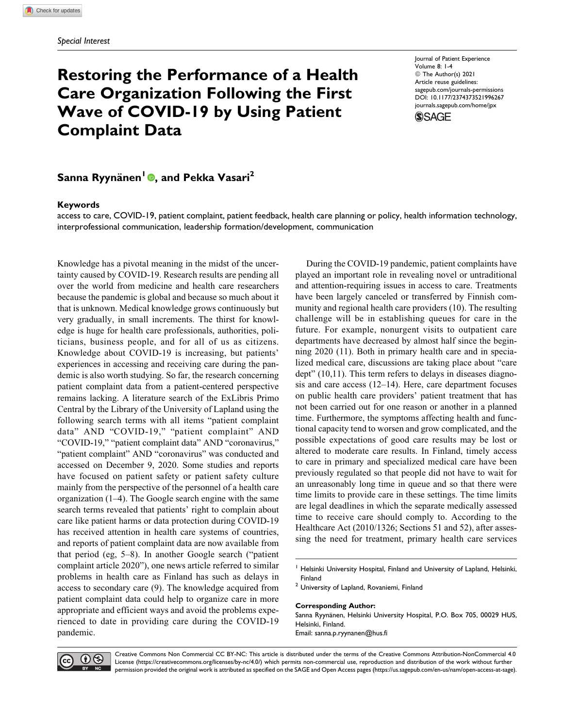Special Interest

# Restoring the Performance of a Health Care Organization Following the First Wave of COVID-19 by Using Patient Complaint Data

Journal of Patient Experience
Volume 8: 1-4
© The Author(s) 2021
Article reuse guidelines:
sagepub.com/journals-permissions
DOI: 10.1177/2374373521996267
journals.sagepub.com/home/jpx

**Sanna Ryynänen[1], and Pekka Vasari[2]**

## Keywords

access to care, COVID-19, patient complaint, patient feedback, health care planning or policy, health information technology, interprofessional communication, leadership formation/development, communication

Knowledge has a pivotal meaning in the midst of the uncertainty caused by COVID-19. Research results are pending all over the world from medicine and health care researchers because the pandemic is global and because so much about it that is unknown. Medical knowledge grows continuously but very gradually, in small increments. The thirst for knowledge is huge for health care professionals, authorities, politicians, business people, and for all of us as citizens. Knowledge about COVID-19 is increasing, but patients' experiences in accessing and receiving care during the pandemic is also worth studying. So far, the research concerning patient complaint data from a patient-centered perspective remains lacking. A literature search of the ExLibris Primo Central by the Library of the University of Lapland using the following search terms with all items "patient complaint data" AND "COVID-19," "patient complaint" AND "COVID-19," "patient complaint data" AND "coronavirus," "patient complaint" AND "coronavirus" was conducted and accessed on December 9, 2020. Some studies and reports have focused on patient safety or patient safety culture mainly from the perspective of the personnel of a health care organization (1–4). The Google search engine with the same search terms revealed that patients' right to complain about care like patient harms or data protection during COVID-19 has received attention in health care systems of countries, and reports of patient complaint data are now available from that period (eg, 5–8). In another Google search ("patient complaint article 2020"), one news article referred to similar problems in health care as Finland has such as delays in access to secondary care (9). The knowledge acquired from patient complaint data could help to organize care in more appropriate and efficient ways and avoid the problems experienced to date in providing care during the COVID-19 pandemic.

During the COVID-19 pandemic, patient complaints have played an important role in revealing novel or untraditional and attention-requiring issues in access to care. Treatments have been largely canceled or transferred by Finnish community and regional health care providers (10). The resulting challenge will be in establishing queues for care in the future. For example, nonurgent visits to outpatient care departments have decreased by almost half since the beginning 2020 (11). Both in primary health care and in specialized medical care, discussions are taking place about "care dept" (10,11). This term refers to delays in diseases diagnosis and care access (12–14). Here, care department focuses on public health care providers' patient treatment that has not been carried out for one reason or another in a planned time. Furthermore, the symptoms affecting health and functional capacity tend to worsen and grow complicated, and the possible expectations of good care results may be lost or altered to moderate care results. In Finland, timely access to care in primary and specialized medical care have been previously regulated so that people did not have to wait for an unreasonably long time in queue and so that there were time limits to provide care in these settings. The time limits are legal deadlines in which the separate medically assessed time to receive care should comply to. According to the Healthcare Act (2010/1326; Sections 51 and 52), after assessing the need for treatment, primary health care services

[1] Helsinki University Hospital, Finland and University of Lapland, Helsinki, Finland

[2] University of Lapland, Rovaniemi, Finland

**Corresponding Author:**
Sanna Ryynänen, Helsinki University Hospital, P.O. Box 705, 00029 HUS, Helsinki, Finland.
Email: sanna.p.ryynanen@hus.fi

Creative Commons Non Commercial CC BY-NC: This article is distributed under the terms of the Creative Commons Attribution-NonCommercial 4.0 License (https://creativecommons.org/licenses/by-nc/4.0/) which permits non-commercial use, reproduction and distribution of the work without further permission provided the original work is attributed as specified on the SAGE and Open Access pages (https://us.sagepub.com/en-us/nam/open-access-at-sage).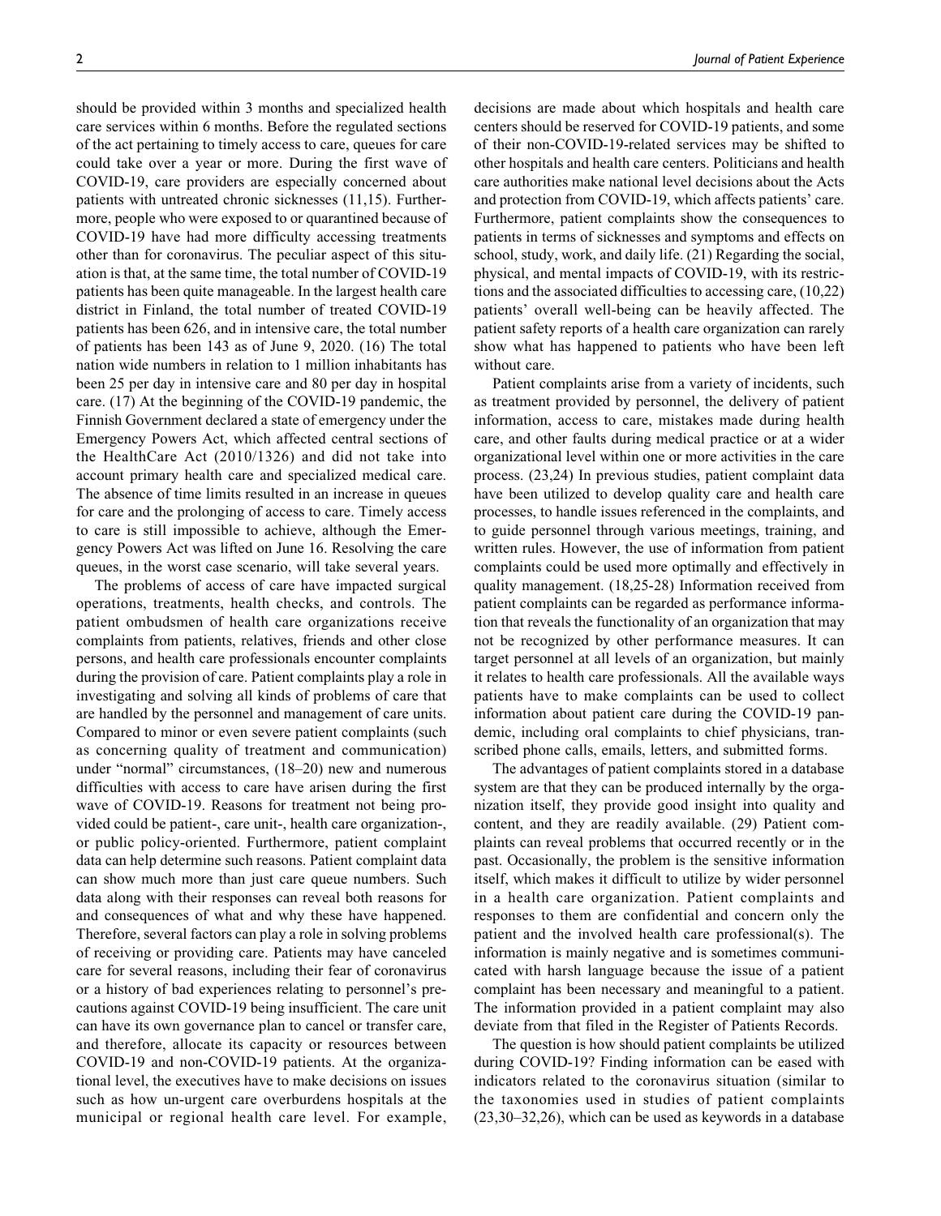should be provided within 3 months and specialized health care services within 6 months. Before the regulated sections of the act pertaining to timely access to care, queues for care could take over a year or more. During the first wave of COVID-19, care providers are especially concerned about patients with untreated chronic sicknesses (11,15). Furthermore, people who were exposed to or quarantined because of COVID-19 have had more difficulty accessing treatments other than for coronavirus. The peculiar aspect of this situation is that, at the same time, the total number of COVID-19 patients has been quite manageable. In the largest health care district in Finland, the total number of treated COVID-19 patients has been 626, and in intensive care, the total number of patients has been 143 as of June 9, 2020. (16) The total nation wide numbers in relation to 1 million inhabitants has been 25 per day in intensive care and 80 per day in hospital care. (17) At the beginning of the COVID-19 pandemic, the Finnish Government declared a state of emergency under the Emergency Powers Act, which affected central sections of the HealthCare Act (2010/1326) and did not take into account primary health care and specialized medical care. The absence of time limits resulted in an increase in queues for care and the prolonging of access to care. Timely access to care is still impossible to achieve, although the Emergency Powers Act was lifted on June 16. Resolving the care queues, in the worst case scenario, will take several years.

The problems of access of care have impacted surgical operations, treatments, health checks, and controls. The patient ombudsmen of health care organizations receive complaints from patients, relatives, friends and other close persons, and health care professionals encounter complaints during the provision of care. Patient complaints play a role in investigating and solving all kinds of problems of care that are handled by the personnel and management of care units. Compared to minor or even severe patient complaints (such as concerning quality of treatment and communication) under "normal" circumstances, (18–20) new and numerous difficulties with access to care have arisen during the first wave of COVID-19. Reasons for treatment not being provided could be patient-, care unit-, health care organization-, or public policy-oriented. Furthermore, patient complaint data can help determine such reasons. Patient complaint data can show much more than just care queue numbers. Such data along with their responses can reveal both reasons for and consequences of what and why these have happened. Therefore, several factors can play a role in solving problems of receiving or providing care. Patients may have canceled care for several reasons, including their fear of coronavirus or a history of bad experiences relating to personnel's precautions against COVID-19 being insufficient. The care unit can have its own governance plan to cancel or transfer care, and therefore, allocate its capacity or resources between COVID-19 and non-COVID-19 patients. At the organizational level, the executives have to make decisions on issues such as how un-urgent care overburdens hospitals at the municipal or regional health care level. For example, decisions are made about which hospitals and health care centers should be reserved for COVID-19 patients, and some of their non-COVID-19-related services may be shifted to other hospitals and health care centers. Politicians and health care authorities make national level decisions about the Acts and protection from COVID-19, which affects patients' care. Furthermore, patient complaints show the consequences to patients in terms of sicknesses and symptoms and effects on school, study, work, and daily life. (21) Regarding the social, physical, and mental impacts of COVID-19, with its restrictions and the associated difficulties to accessing care, (10,22) patients' overall well-being can be heavily affected. The patient safety reports of a health care organization can rarely show what has happened to patients who have been left without care.

Patient complaints arise from a variety of incidents, such as treatment provided by personnel, the delivery of patient information, access to care, mistakes made during health care, and other faults during medical practice or at a wider organizational level within one or more activities in the care process. (23,24) In previous studies, patient complaint data have been utilized to develop quality care and health care processes, to handle issues referenced in the complaints, and to guide personnel through various meetings, training, and written rules. However, the use of information from patient complaints could be used more optimally and effectively in quality management. (18,25-28) Information received from patient complaints can be regarded as performance information that reveals the functionality of an organization that may not be recognized by other performance measures. It can target personnel at all levels of an organization, but mainly it relates to health care professionals. All the available ways patients have to make complaints can be used to collect information about patient care during the COVID-19 pandemic, including oral complaints to chief physicians, transcribed phone calls, emails, letters, and submitted forms.

The advantages of patient complaints stored in a database system are that they can be produced internally by the organization itself, they provide good insight into quality and content, and they are readily available. (29) Patient complaints can reveal problems that occurred recently or in the past. Occasionally, the problem is the sensitive information itself, which makes it difficult to utilize by wider personnel in a health care organization. Patient complaints and responses to them are confidential and concern only the patient and the involved health care professional(s). The information is mainly negative and is sometimes communicated with harsh language because the issue of a patient complaint has been necessary and meaningful to a patient. The information provided in a patient complaint may also deviate from that filed in the Register of Patients Records.

The question is how should patient complaints be utilized during COVID-19? Finding information can be eased with indicators related to the coronavirus situation (similar to the taxonomies used in studies of patient complaints (23,30–32,26), which can be used as keywords in a database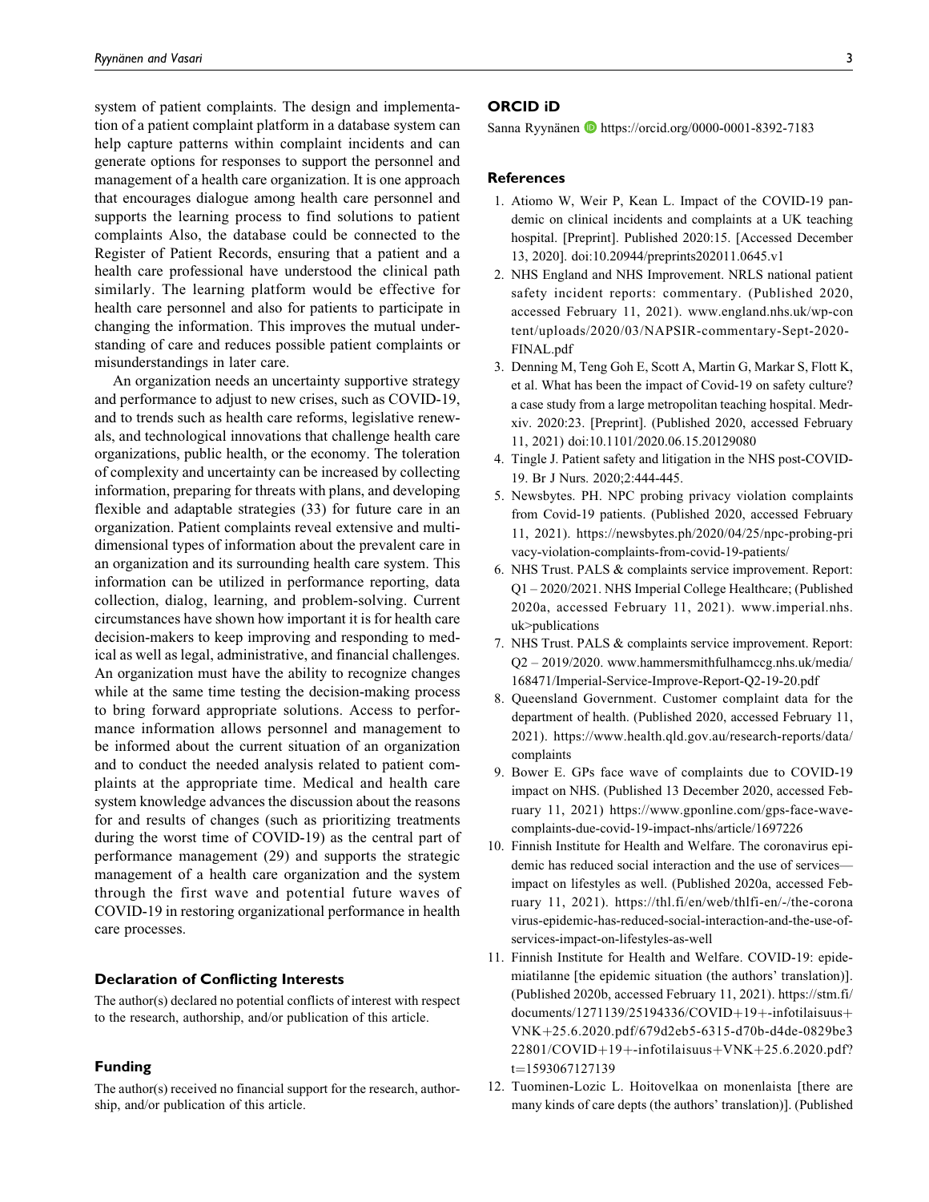system of patient complaints. The design and implementation of a patient complaint platform in a database system can help capture patterns within complaint incidents and can generate options for responses to support the personnel and management of a health care organization. It is one approach that encourages dialogue among health care personnel and supports the learning process to find solutions to patient complaints Also, the database could be connected to the Register of Patient Records, ensuring that a patient and a health care professional have understood the clinical path similarly. The learning platform would be effective for health care personnel and also for patients to participate in changing the information. This improves the mutual understanding of care and reduces possible patient complaints or misunderstandings in later care.

An organization needs an uncertainty supportive strategy and performance to adjust to new crises, such as COVID-19, and to trends such as health care reforms, legislative renewals, and technological innovations that challenge health care organizations, public health, or the economy. The toleration of complexity and uncertainty can be increased by collecting information, preparing for threats with plans, and developing flexible and adaptable strategies (33) for future care in an organization. Patient complaints reveal extensive and multidimensional types of information about the prevalent care in an organization and its surrounding health care system. This information can be utilized in performance reporting, data collection, dialog, learning, and problem-solving. Current circumstances have shown how important it is for health care decision-makers to keep improving and responding to medical as well as legal, administrative, and financial challenges. An organization must have the ability to recognize changes while at the same time testing the decision-making process to bring forward appropriate solutions. Access to performance information allows personnel and management to be informed about the current situation of an organization and to conduct the needed analysis related to patient complaints at the appropriate time. Medical and health care system knowledge advances the discussion about the reasons for and results of changes (such as prioritizing treatments during the worst time of COVID-19) as the central part of performance management (29) and supports the strategic management of a health care organization and the system through the first wave and potential future waves of COVID-19 in restoring organizational performance in health care processes.

## Declaration of Conflicting Interests

The author(s) declared no potential conflicts of interest with respect to the research, authorship, and/or publication of this article.

## Funding

The author(s) received no financial support for the research, authorship, and/or publication of this article.

## ORCID iD

Sanna Ryynänen https://orcid.org/0000-0001-8392-7183

## References

1. Atiomo W, Weir P, Kean L. Impact of the COVID-19 pandemic on clinical incidents and complaints at a UK teaching hospital. [Preprint]. Published 2020:15. [Accessed December 13, 2020]. doi:10.20944/preprints202011.0645.v1
2. NHS England and NHS Improvement. NRLS national patient safety incident reports: commentary. (Published 2020, accessed February 11, 2021). www.england.nhs.uk/wp-content/uploads/2020/03/NAPSIR-commentary-Sept-2020-FINAL.pdf
3. Denning M, Teng Goh E, Scott A, Martin G, Markar S, Flott K, et al. What has been the impact of Covid-19 on safety culture? a case study from a large metropolitan teaching hospital. Medrxiv. 2020:23. [Preprint]. (Published 2020, accessed February 11, 2021) doi:10.1101/2020.06.15.20129080
4. Tingle J. Patient safety and litigation in the NHS post-COVID-19. Br J Nurs. 2020;2:444-445.
5. Newsbytes. PH. NPC probing privacy violation complaints from Covid-19 patients. (Published 2020, accessed February 11, 2021). https://newsbytes.ph/2020/04/25/npc-probing-privacy-violation-complaints-from-covid-19-patients/
6. NHS Trust. PALS & complaints service improvement. Report: Q1 – 2020/2021. NHS Imperial College Healthcare; (Published 2020a, accessed February 11, 2021). www.imperial.nhs.uk>publications
7. NHS Trust. PALS & complaints service improvement. Report: Q2 – 2019/2020. www.hammersmithfulhamccg.nhs.uk/media/168471/Imperial-Service-Improve-Report-Q2-19-20.pdf
8. Queensland Government. Customer complaint data for the department of health. (Published 2020, accessed February 11, 2021). https://www.health.qld.gov.au/research-reports/data/complaints
9. Bower E. GPs face wave of complaints due to COVID-19 impact on NHS. (Published 13 December 2020, accessed February 11, 2021) https://www.gponline.com/gps-face-wave-complaints-due-covid-19-impact-nhs/article/1697226
10. Finnish Institute for Health and Welfare. The coronavirus epidemic has reduced social interaction and the use of services—impact on lifestyles as well. (Published 2020a, accessed February 11, 2021). https://thl.fi/en/web/thlfi-en/-/the-coronavirus-epidemic-has-reduced-social-interaction-and-the-use-of-services-impact-on-lifestyles-as-well
11. Finnish Institute for Health and Welfare. COVID-19: epidemiatilanne [the epidemic situation (the authors' translation)]. (Published 2020b, accessed February 11, 2021). https://stm.fi/documents/1271139/25194336/COVID+19+-infotilaisuus+VNK+25.6.2020.pdf/679d2eb5-6315-d70b-d4de-0829be322801/COVID+19+-infotilaisuus+VNK+25.6.2020.pdf?t=1593067127139
12. Tuominen-Lozic L. Hoitovelkaa on monenlaista [there are many kinds of care depts (the authors' translation)]. (Published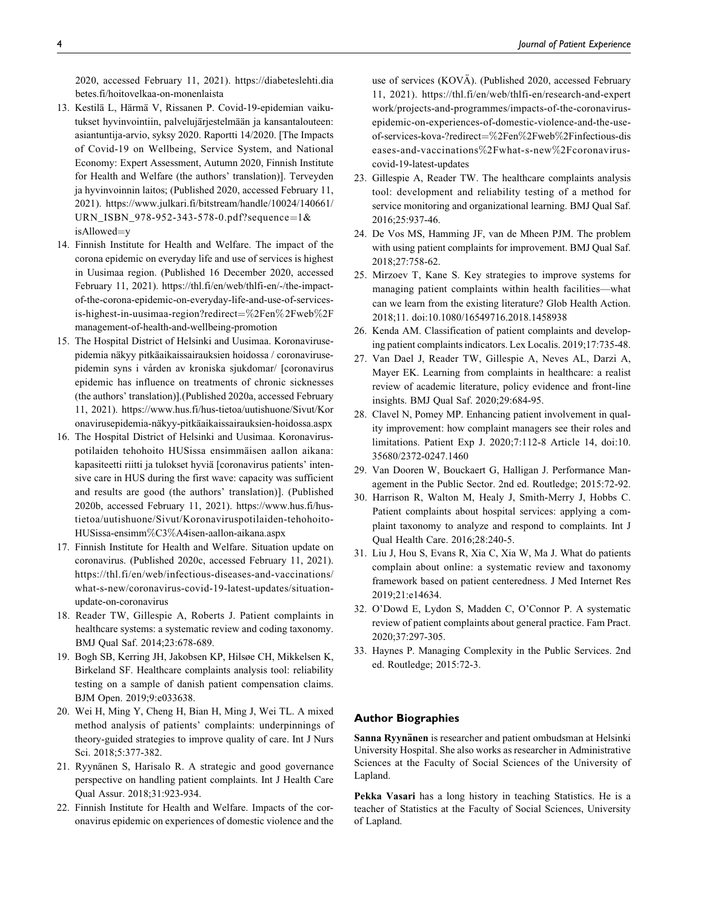2020, accessed February 11, 2021). https://diabeteslehti.diabetes.fi/hoitovelkaa-on-monenlaista

13. Kestilä L, Härmä V, Rissanen P. Covid-19-epidemian vaikutukset hyvinvointiin, palvelujärjestelmään ja kansantalouteen: asiantuntija-arvio, syksy 2020. Raportti 14/2020. [The Impacts of Covid-19 on Wellbeing, Service System, and National Economy: Expert Assessment, Autumn 2020, Finnish Institute for Health and Welfare (the authors' translation)]. Terveyden ja hyvinvoinnin laitos; (Published 2020, accessed February 11, 2021). https://www.julkari.fi/bitstream/handle/10024/140661/URN_ISBN_978-952-343-578-0.pdf?sequence=1&isAllowed=y
14. Finnish Institute for Health and Welfare. The impact of the corona epidemic on everyday life and use of services is highest in Uusimaa region. (Published 16 December 2020, accessed February 11, 2021). https://thl.fi/en/web/thlfi-en/-/the-impact-of-the-corona-epidemic-on-everyday-life-and-use-of-services-is-highest-in-uusimaa-region?redirect=%2Fen%2Fweb%2Fmanagement-of-health-and-wellbeing-promotion
15. The Hospital District of Helsinki and Uusimaa. Koronavirusepidemia näkyy pitkäaikaissairauksien hoidossa / coronavirusepidemin syns i vården av kroniska sjukdomar/ [coronavirus epidemic has influence on treatments of chronic sicknesses (the authors' translation)].(Published 2020a, accessed February 11, 2021). https://www.hus.fi/hus-tietoa/uutishuone/Sivut/Koronavirusepidemia-näkyy-pitkäaikaissairauksien-hoidossa.aspx
16. The Hospital District of Helsinki and Uusimaa. Koronaviruspotilaiden tehohoito HUSissa ensimmäisen aallon aikana: kapasiteetti riitti ja tulokset hyviä [coronavirus patients' intensive care in HUS during the first wave: capacity was sufficient and results are good (the authors' translation)]. (Published 2020b, accessed February 11, 2021). https://www.hus.fi/hus-tietoa/uutishuone/Sivut/Koronaviruspotilaiden-tehohoito-HUSissa-ensimm%C3%A4isen-aallon-aikana.aspx
17. Finnish Institute for Health and Welfare. Situation update on coronavirus. (Published 2020c, accessed February 11, 2021). https://thl.fi/en/web/infectious-diseases-and-vaccinations/what-s-new/coronavirus-covid-19-latest-updates/situation-update-on-coronavirus
18. Reader TW, Gillespie A, Roberts J. Patient complaints in healthcare systems: a systematic review and coding taxonomy. BMJ Qual Saf. 2014;23:678-689.
19. Bogh SB, Kerring JH, Jakobsen KP, Hilsøe CH, Mikkelsen K, Birkeland SF. Healthcare complaints analysis tool: reliability testing on a sample of danish patient compensation claims. BJM Open. 2019;9:e033638.
20. Wei H, Ming Y, Cheng H, Bian H, Ming J, Wei TL. A mixed method analysis of patients' complaints: underpinnings of theory-guided strategies to improve quality of care. Int J Nurs Sci. 2018;5:377-382.
21. Ryynänen S, Harisalo R. A strategic and good governance perspective on handling patient complaints. Int J Health Care Qual Assur. 2018;31:923-934.
22. Finnish Institute for Health and Welfare. Impacts of the coronavirus epidemic on experiences of domestic violence and the use of services (KOVÄ). (Published 2020, accessed February 11, 2021). https://thl.fi/en/web/thlfi-en/research-and-expertwork/projects-and-programmes/impacts-of-the-coronavirus-epidemic-on-experiences-of-domestic-violence-and-the-use-of-services-kova-?redirect=%2Fen%2Fweb%2Finfectious-diseases-and-vaccinations%2Fwhat-s-new%2Fcoronavirus-covid-19-latest-updates
23. Gillespie A, Reader TW. The healthcare complaints analysis tool: development and reliability testing of a method for service monitoring and organizational learning. BMJ Qual Saf. 2016;25:937-46.
24. De Vos MS, Hamming JF, van de Mheen PJM. The problem with using patient complaints for improvement. BMJ Qual Saf. 2018;27:758-62.
25. Mirzoev T, Kane S. Key strategies to improve systems for managing patient complaints within health facilities—what can we learn from the existing literature? Glob Health Action. 2018;11. doi:10.1080/16549716.2018.1458938
26. Kenda AM. Classification of patient complaints and developing patient complaints indicators. Lex Localis. 2019;17:735-48.
27. Van Dael J, Reader TW, Gillespie A, Neves AL, Darzi A, Mayer EK. Learning from complaints in healthcare: a realist review of academic literature, policy evidence and front-line insights. BMJ Qual Saf. 2020;29:684-95.
28. Clavel N, Pomey MP. Enhancing patient involvement in quality improvement: how complaint managers see their roles and limitations. Patient Exp J. 2020;7:112-8 Article 14, doi:10.35680/2372-0247.1460
29. Van Dooren W, Bouckaert G, Halligan J. Performance Management in the Public Sector. 2nd ed. Routledge; 2015:72-92.
30. Harrison R, Walton M, Healy J, Smith-Merry J, Hobbs C. Patient complaints about hospital services: applying a complaint taxonomy to analyze and respond to complaints. Int J Qual Health Care. 2016;28:240-5.
31. Liu J, Hou S, Evans R, Xia C, Xia W, Ma J. What do patients complain about online: a systematic review and taxonomy framework based on patient centeredness. J Med Internet Res 2019;21:e14634.
32. O'Dowd E, Lydon S, Madden C, O'Connor P. A systematic review of patient complaints about general practice. Fam Pract. 2020;37:297-305.
33. Haynes P. Managing Complexity in the Public Services. 2nd ed. Routledge; 2015:72-3.

## Author Biographies

**Sanna Ryynänen** is researcher and patient ombudsman at Helsinki University Hospital. She also works as researcher in Administrative Sciences at the Faculty of Social Sciences of the University of Lapland.

**Pekka Vasari** has a long history in teaching Statistics. He is a teacher of Statistics at the Faculty of Social Sciences, University of Lapland.